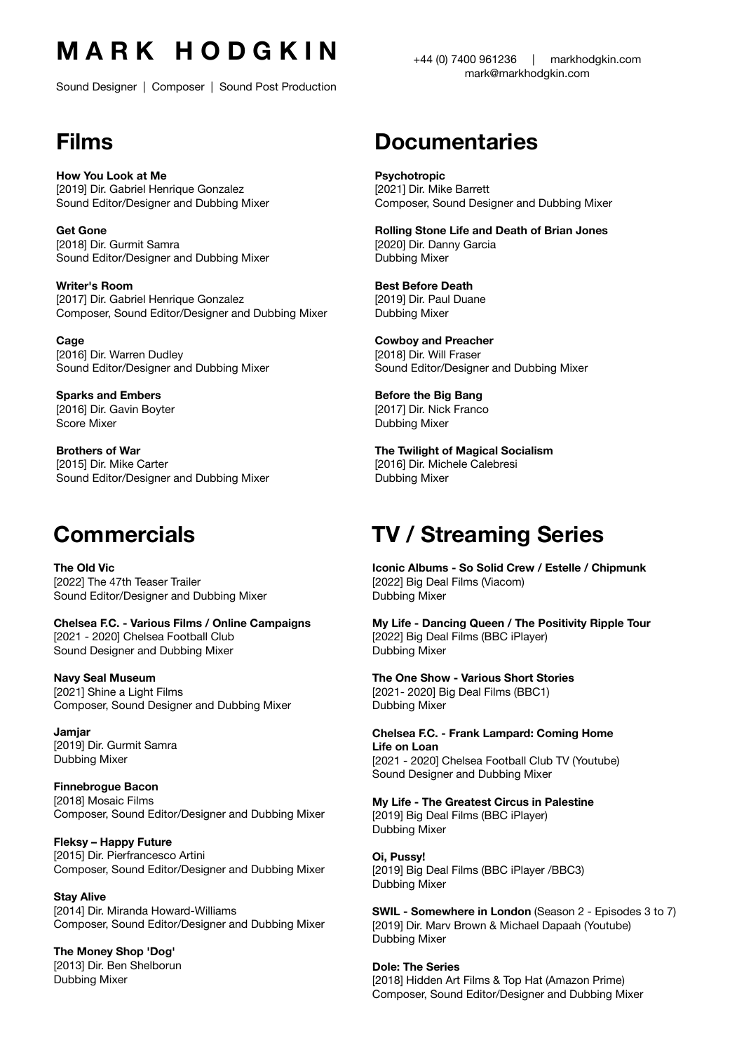# M A R K   H O D G K I N

Sound Designer | Composer | Sound Post Production

+44 (0) 7400 961236 | markhodgkin.com
mark@markhodgkin.com

## Films

**How You Look at Me**
[2019] Dir. Gabriel Henrique Gonzalez
Sound Editor/Designer and Dubbing Mixer

**Get Gone**
[2018] Dir. Gurmit Samra
Sound Editor/Designer and Dubbing Mixer

**Writer's Room**
[2017] Dir. Gabriel Henrique Gonzalez
Composer, Sound Editor/Designer and Dubbing Mixer

**Cage**
[2016] Dir. Warren Dudley
Sound Editor/Designer and Dubbing Mixer

**Sparks and Embers**
[2016] Dir. Gavin Boyter
Score Mixer

**Brothers of War**
[2015] Dir. Mike Carter
Sound Editor/Designer and Dubbing Mixer

## Documentaries

**Psychotropic**
[2021] Dir. Mike Barrett
Composer, Sound Designer and Dubbing Mixer

**Rolling Stone Life and Death of Brian Jones**
[2020] Dir. Danny Garcia
Dubbing Mixer

**Best Before Death**
[2019] Dir. Paul Duane
Dubbing Mixer

**Cowboy and Preacher**
[2018] Dir. Will Fraser
Sound Editor/Designer and Dubbing Mixer

**Before the Big Bang**
[2017] Dir. Nick Franco
Dubbing Mixer

**The Twilight of Magical Socialism**
[2016] Dir. Michele Calebresi
Dubbing Mixer

## Commercials

**The Old Vic**
[2022] The 47th Teaser Trailer
Sound Editor/Designer and Dubbing Mixer

**Chelsea F.C. - Various Films / Online Campaigns**
[2021 - 2020] Chelsea Football Club
Sound Designer and Dubbing Mixer

**Navy Seal Museum**
[2021] Shine a Light Films
Composer, Sound Designer and Dubbing Mixer

**Jamjar**
[2019] Dir. Gurmit Samra
Dubbing Mixer

**Finnebrogue Bacon**
[2018] Mosaic Films
Composer, Sound Editor/Designer and Dubbing Mixer

**Fleksy – Happy Future**
[2015] Dir. Pierfrancesco Artini
Composer, Sound Editor/Designer and Dubbing Mixer

**Stay Alive**
[2014] Dir. Miranda Howard-Williams
Composer, Sound Editor/Designer and Dubbing Mixer

**The Money Shop 'Dog'**
[2013] Dir. Ben Shelborun
Dubbing Mixer

## TV / Streaming Series

**Iconic Albums - So Solid Crew / Estelle / Chipmunk**
[2022] Big Deal Films (Viacom)
Dubbing Mixer

**My Life - Dancing Queen / The Positivity Ripple Tour**
[2022] Big Deal Films (BBC iPlayer)
Dubbing Mixer

**The One Show - Various Short Stories**
[2021- 2020] Big Deal Films (BBC1)
Dubbing Mixer

**Chelsea F.C. - Frank Lampard: Coming Home**
**Life on Loan**
[2021 - 2020] Chelsea Football Club TV (Youtube)
Sound Designer and Dubbing Mixer

**My Life - The Greatest Circus in Palestine**
[2019] Big Deal Films (BBC iPlayer)
Dubbing Mixer

**Oi, Pussy!**
[2019] Big Deal Films (BBC iPlayer /BBC3)
Dubbing Mixer

**SWIL - Somewhere in London** (Season 2 - Episodes 3 to 7)
[2019] Dir. Marv Brown & Michael Dapaah (Youtube)
Dubbing Mixer

**Dole: The Series**
[2018] Hidden Art Films & Top Hat (Amazon Prime)
Composer, Sound Editor/Designer and Dubbing Mixer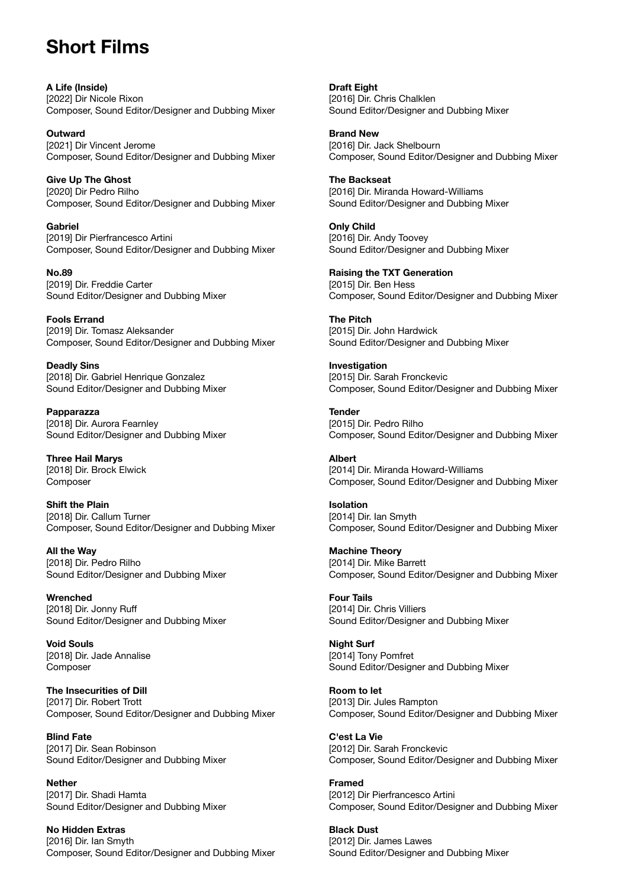# Short Films

**A Life (Inside)**
[2022] Dir Nicole Rixon
Composer, Sound Editor/Designer and Dubbing Mixer

**Outward**
[2021] Dir Vincent Jerome
Composer, Sound Editor/Designer and Dubbing Mixer

**Give Up The Ghost**
[2020] Dir Pedro Rilho
Composer, Sound Editor/Designer and Dubbing Mixer

**Gabriel**
[2019] Dir Pierfrancesco Artini
Composer, Sound Editor/Designer and Dubbing Mixer

**No.89**
[2019] Dir. Freddie Carter
Sound Editor/Designer and Dubbing Mixer

**Fools Errand**
[2019] Dir. Tomasz Aleksander
Composer, Sound Editor/Designer and Dubbing Mixer

**Deadly Sins**
[2018] Dir. Gabriel Henrique Gonzalez
Sound Editor/Designer and Dubbing Mixer

**Papparazza**
[2018] Dir. Aurora Fearnley
Sound Editor/Designer and Dubbing Mixer

**Three Hail Marys**
[2018] Dir. Brock Elwick
Composer

**Shift the Plain**
[2018] Dir. Callum Turner
Composer, Sound Editor/Designer and Dubbing Mixer

**All the Way**
[2018] Dir. Pedro Rilho
Sound Editor/Designer and Dubbing Mixer

**Wrenched**
[2018] Dir. Jonny Ruff
Sound Editor/Designer and Dubbing Mixer

**Void Souls**
[2018] Dir. Jade Annalise
Composer

**The Insecurities of Dill**
[2017] Dir. Robert Trott
Composer, Sound Editor/Designer and Dubbing Mixer

**Blind Fate**
[2017] Dir. Sean Robinson
Sound Editor/Designer and Dubbing Mixer

**Nether**
[2017] Dir. Shadi Hamta
Sound Editor/Designer and Dubbing Mixer

**No Hidden Extras**
[2016] Dir. Ian Smyth
Composer, Sound Editor/Designer and Dubbing Mixer

**Draft Eight**
[2016] Dir. Chris Chalklen
Sound Editor/Designer and Dubbing Mixer

**Brand New**
[2016] Dir. Jack Shelbourn
Composer, Sound Editor/Designer and Dubbing Mixer

**The Backseat**
[2016] Dir. Miranda Howard-Williams
Sound Editor/Designer and Dubbing Mixer

**Only Child**
[2016] Dir. Andy Toovey
Sound Editor/Designer and Dubbing Mixer

**Raising the TXT Generation**
[2015] Dir. Ben Hess
Composer, Sound Editor/Designer and Dubbing Mixer

**The Pitch**
[2015] Dir. John Hardwick
Sound Editor/Designer and Dubbing Mixer

**Investigation**
[2015] Dir. Sarah Fronckevic
Composer, Sound Editor/Designer and Dubbing Mixer

**Tender**
[2015] Dir. Pedro Rilho
Composer, Sound Editor/Designer and Dubbing Mixer

**Albert**
[2014] Dir. Miranda Howard-Williams
Composer, Sound Editor/Designer and Dubbing Mixer

**Isolation**
[2014] Dir. Ian Smyth
Composer, Sound Editor/Designer and Dubbing Mixer

**Machine Theory**
[2014] Dir. Mike Barrett
Composer, Sound Editor/Designer and Dubbing Mixer

**Four Tails**
[2014] Dir. Chris Villiers
Sound Editor/Designer and Dubbing Mixer

**Night Surf**
[2014] Tony Pomfret
Sound Editor/Designer and Dubbing Mixer

**Room to let**
[2013] Dir. Jules Rampton
Composer, Sound Editor/Designer and Dubbing Mixer

**C'est La Vie**
[2012] Dir. Sarah Fronckevic
Composer, Sound Editor/Designer and Dubbing Mixer

**Framed**
[2012] Dir Pierfrancesco Artini
Composer, Sound Editor/Designer and Dubbing Mixer

**Black Dust**
[2012] Dir. James Lawes
Sound Editor/Designer and Dubbing Mixer